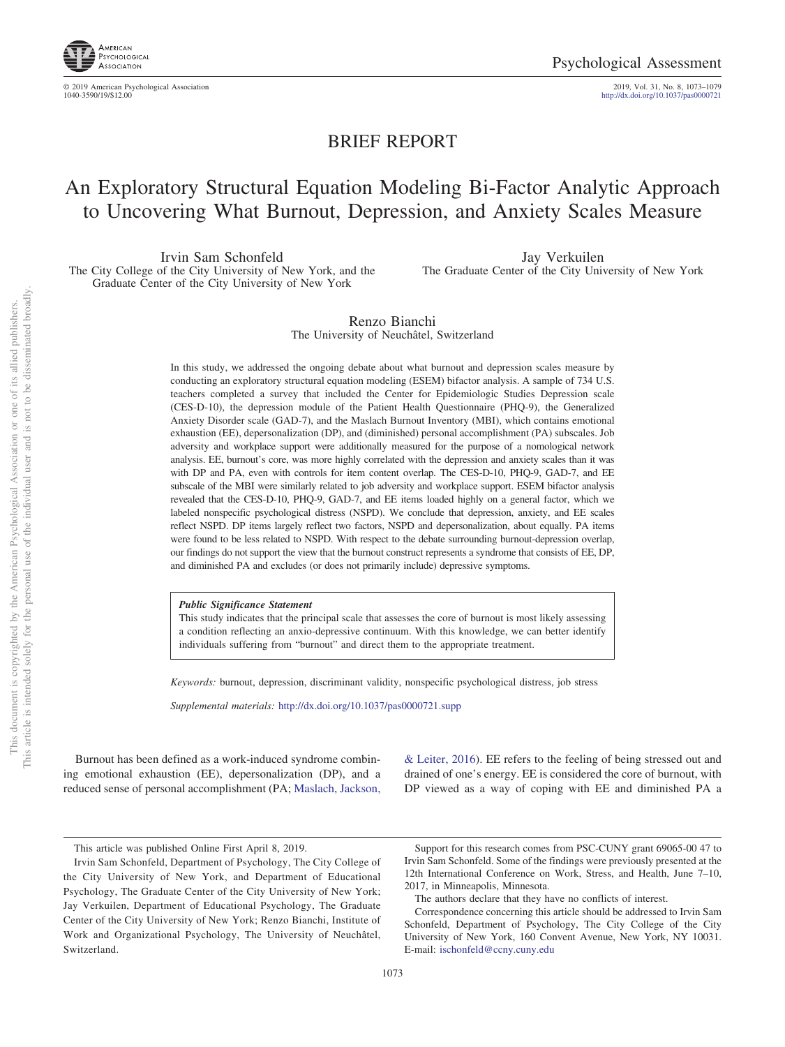# BRIEF REPORT

# An Exploratory Structural Equation Modeling Bi-Factor Analytic Approach to Uncovering What Burnout, Depression, and Anxiety Scales Measure

Irvin Sam Schonfeld
The City College of the City University of New York, and the Graduate Center of the City University of New York

Jay Verkuilen
The Graduate Center of the City University of New York

Renzo Bianchi
The University of Neuchâtel, Switzerland

In this study, we addressed the ongoing debate about what burnout and depression scales measure by conducting an exploratory structural equation modeling (ESEM) bifactor analysis. A sample of 734 U.S. teachers completed a survey that included the Center for Epidemiologic Studies Depression scale (CES-D-10), the depression module of the Patient Health Questionnaire (PHQ-9), the Generalized Anxiety Disorder scale (GAD-7), and the Maslach Burnout Inventory (MBI), which contains emotional exhaustion (EE), depersonalization (DP), and (diminished) personal accomplishment (PA) subscales. Job adversity and workplace support were additionally measured for the purpose of a nomological network analysis. EE, burnout's core, was more highly correlated with the depression and anxiety scales than it was with DP and PA, even with controls for item content overlap. The CES-D-10, PHQ-9, GAD-7, and EE subscale of the MBI were similarly related to job adversity and workplace support. ESEM bifactor analysis revealed that the CES-D-10, PHQ-9, GAD-7, and EE items loaded highly on a general factor, which we labeled nonspecific psychological distress (NSPD). We conclude that depression, anxiety, and EE scales reflect NSPD. DP items largely reflect two factors, NSPD and depersonalization, about equally. PA items were found to be less related to NSPD. With respect to the debate surrounding burnout-depression overlap, our findings do not support the view that the burnout construct represents a syndrome that consists of EE, DP, and diminished PA and excludes (or does not primarily include) depressive symptoms.

> ***Public Significance Statement***
> This study indicates that the principal scale that assesses the core of burnout is most likely assessing a condition reflecting an anxio-depressive continuum. With this knowledge, we can better identify individuals suffering from "burnout" and direct them to the appropriate treatment.

*Keywords:* burnout, depression, discriminant validity, nonspecific psychological distress, job stress

*Supplemental materials:* http://dx.doi.org/10.1037/pas0000721.supp

Burnout has been defined as a work-induced syndrome combining emotional exhaustion (EE), depersonalization (DP), and a reduced sense of personal accomplishment (PA; Maslach, Jackson, & Leiter, 2016). EE refers to the feeling of being stressed out and drained of one's energy. EE is considered the core of burnout, with DP viewed as a way of coping with EE and diminished PA a

---

This article was published Online First April 8, 2019.

Irvin Sam Schonfeld, Department of Psychology, The City College of the City University of New York, and Department of Educational Psychology, The Graduate Center of the City University of New York; Jay Verkuilen, Department of Educational Psychology, The Graduate Center of the City University of New York; Renzo Bianchi, Institute of Work and Organizational Psychology, The University of Neuchâtel, Switzerland.

Support for this research comes from PSC-CUNY grant 69065-00 47 to Irvin Sam Schonfeld. Some of the findings were previously presented at the 12th International Conference on Work, Stress, and Health, June 7–10, 2017, in Minneapolis, Minnesota.

The authors declare that they have no conflicts of interest.

Correspondence concerning this article should be addressed to Irvin Sam Schonfeld, Department of Psychology, The City College of the City University of New York, 160 Convent Avenue, New York, NY 10031. E-mail: ischonfeld@ccny.cuny.edu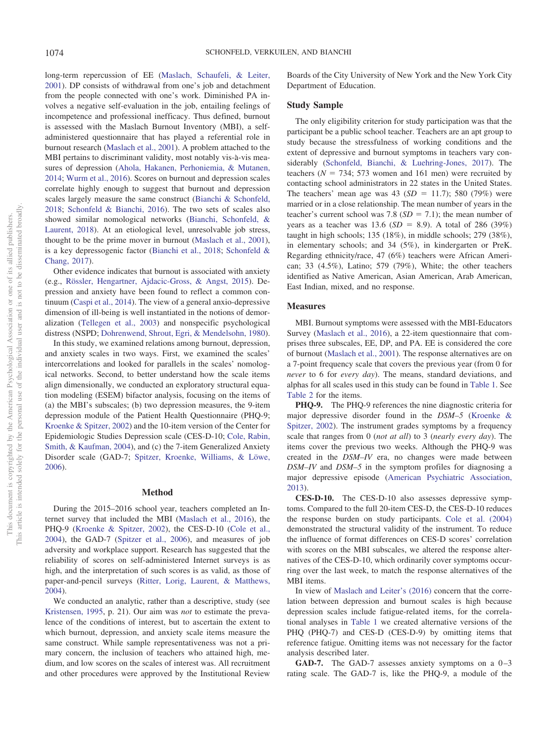long-term repercussion of EE (Maslach, Schaufeli, & Leiter, 2001). DP consists of withdrawal from one's job and detachment from the people connected with one's work. Diminished PA involves a negative self-evaluation in the job, entailing feelings of incompetence and professional inefficacy. Thus defined, burnout is assessed with the Maslach Burnout Inventory (MBI), a self-administered questionnaire that has played a referential role in burnout research (Maslach et al., 2001). A problem attached to the MBI pertains to discriminant validity, most notably vis-à-vis measures of depression (Ahola, Hakanen, Perhoniemia, & Mutanen, 2014; Wurm et al., 2016). Scores on burnout and depression scales correlate highly enough to suggest that burnout and depression scales largely measure the same construct (Bianchi & Schonfeld, 2018; Schonfeld & Bianchi, 2016). The two sets of scales also showed similar nomological networks (Bianchi, Schonfeld, & Laurent, 2018). At an etiological level, unresolvable job stress, thought to be the prime mover in burnout (Maslach et al., 2001), is a key depressogenic factor (Bianchi et al., 2018; Schonfeld & Chang, 2017).

Other evidence indicates that burnout is associated with anxiety (e.g., Rössler, Hengartner, Ajdacic-Gross, & Angst, 2015). Depression and anxiety have been found to reflect a common continuum (Caspi et al., 2014). The view of a general anxio-depressive dimension of ill-being is well instantiated in the notions of demoralization (Tellegen et al., 2003) and nonspecific psychological distress (NSPD; Dohrenwend, Shrout, Egri, & Mendelsohn, 1980).

In this study, we examined relations among burnout, depression, and anxiety scales in two ways. First, we examined the scales' intercorrelations and looked for parallels in the scales' nomological networks. Second, to better understand how the scale items align dimensionally, we conducted an exploratory structural equation modeling (ESEM) bifactor analysis, focusing on the items of (a) the MBI's subscales; (b) two depression measures, the 9-item depression module of the Patient Health Questionnaire (PHQ-9; Kroenke & Spitzer, 2002) and the 10-item version of the Center for Epidemiologic Studies Depression scale (CES-D-10; Cole, Rabin, Smith, & Kaufman, 2004), and (c) the 7-item Generalized Anxiety Disorder scale (GAD-7; Spitzer, Kroenke, Williams, & Löwe, 2006).

## Method

During the 2015–2016 school year, teachers completed an Internet survey that included the MBI (Maslach et al., 2016), the PHQ-9 (Kroenke & Spitzer, 2002), the CES-D-10 (Cole et al., 2004), the GAD-7 (Spitzer et al., 2006), and measures of job adversity and workplace support. Research has suggested that the reliability of scores on self-administered Internet surveys is as high, and the interpretation of such scores is as valid, as those of paper-and-pencil surveys (Ritter, Lorig, Laurent, & Matthews, 2004).

We conducted an analytic, rather than a descriptive, study (see Kristensen, 1995, p. 21). Our aim was *not* to estimate the prevalence of the conditions of interest, but to ascertain the extent to which burnout, depression, and anxiety scale items measure the same construct. While sample representativeness was not a primary concern, the inclusion of teachers who attained high, medium, and low scores on the scales of interest was. All recruitment and other procedures were approved by the Institutional Review Boards of the City University of New York and the New York City Department of Education.

### Study Sample

The only eligibility criterion for study participation was that the participant be a public school teacher. Teachers are an apt group to study because the stressfulness of working conditions and the extent of depressive and burnout symptoms in teachers vary considerably (Schonfeld, Bianchi, & Luehring-Jones, 2017). The teachers ($N$ = 734; 573 women and 161 men) were recruited by contacting school administrators in 22 states in the United States. The teachers' mean age was 43 ($SD$ = 11.7); 580 (79%) were married or in a close relationship. The mean number of years in the teacher's current school was 7.8 ($SD$ = 7.1); the mean number of years as a teacher was 13.6 ($SD$ = 8.9). A total of 286 (39%) taught in high schools; 135 (18%), in middle schools; 279 (38%), in elementary schools; and 34 (5%), in kindergarten or PreK. Regarding ethnicity/race, 47 (6%) teachers were African American; 33 (4.5%), Latino; 579 (79%), White; the other teachers identified as Native American, Asian American, Arab American, East Indian, mixed, and no response.

### Measures

MBI. Burnout symptoms were assessed with the MBI-Educators Survey (Maslach et al., 2016), a 22-item questionnaire that comprises three subscales, EE, DP, and PA. EE is considered the core of burnout (Maslach et al., 2001). The response alternatives are on a 7-point frequency scale that covers the previous year (from 0 for *never* to 6 for *every day*). The means, standard deviations, and alphas for all scales used in this study can be found in Table 1. See Table 2 for the items.

**PHQ-9.** The PHQ-9 references the nine diagnostic criteria for major depressive disorder found in the *DSM–5* (Kroenke & Spitzer, 2002). The instrument grades symptoms by a frequency scale that ranges from 0 (*not at all*) to 3 (*nearly every day*). The items cover the previous two weeks. Although the PHQ-9 was created in the *DSM–IV* era, no changes were made between *DSM–IV* and *DSM–5* in the symptom profiles for diagnosing a major depressive episode (American Psychiatric Association, 2013).

**CES-D-10.** The CES-D-10 also assesses depressive symptoms. Compared to the full 20-item CES-D, the CES-D-10 reduces the response burden on study participants. Cole et al. (2004) demonstrated the structural validity of the instrument. To reduce the influence of format differences on CES-D scores' correlation with scores on the MBI subscales, we altered the response alternatives of the CES-D-10, which ordinarily cover symptoms occurring over the last week, to match the response alternatives of the MBI items.

In view of Maslach and Leiter's (2016) concern that the correlation between depression and burnout scales is high because depression scales include fatigue-related items, for the correlational analyses in Table 1 we created alternative versions of the PHQ (PHQ-7) and CES-D (CES-D-9) by omitting items that reference fatigue. Omitting items was not necessary for the factor analysis described later.

**GAD-7.** The GAD-7 assesses anxiety symptoms on a 0–3 rating scale. The GAD-7 is, like the PHQ-9, a module of the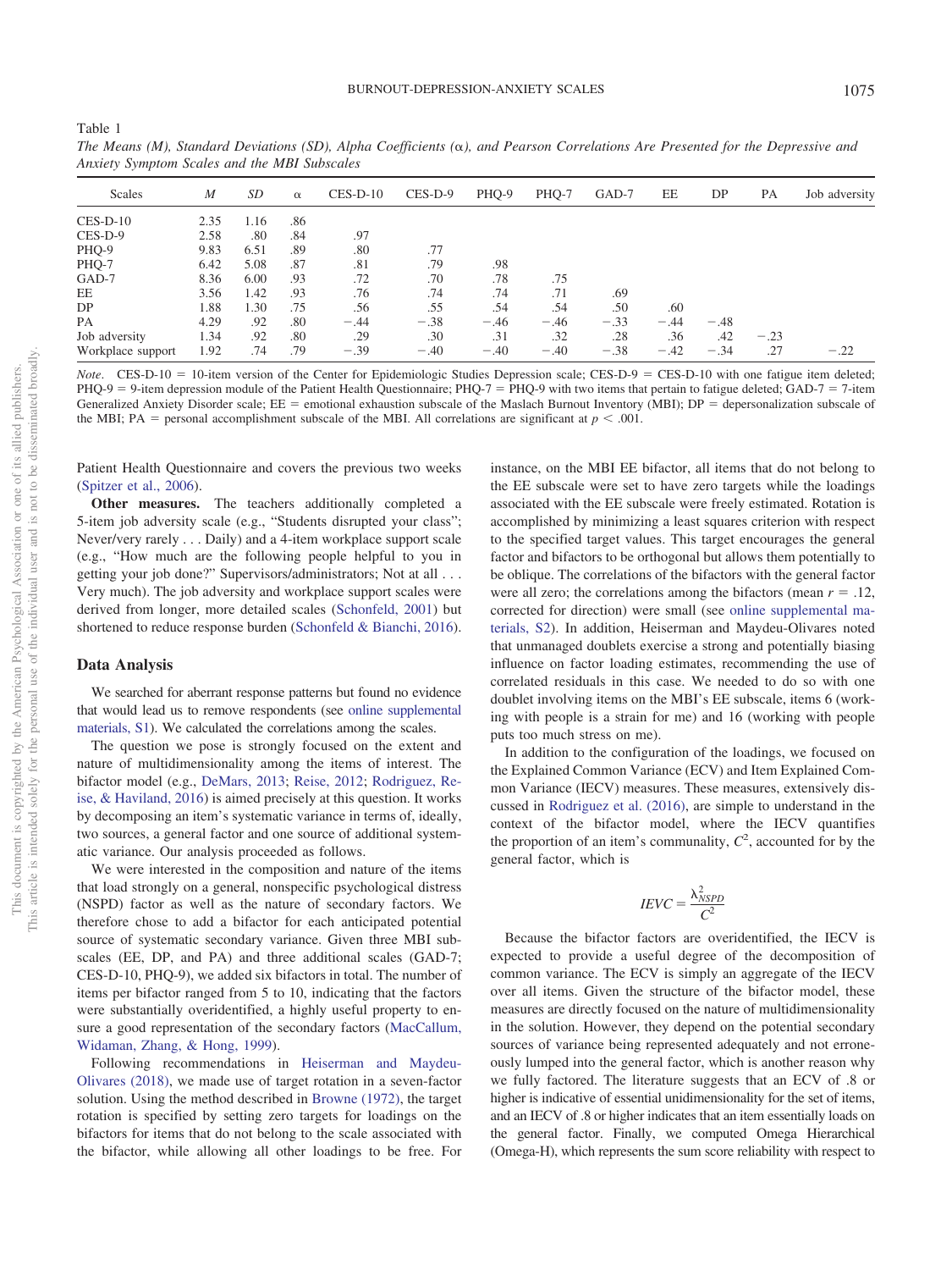Table 1

*The Means (M), Standard Deviations (SD), Alpha Coefficients (α), and Pearson Correlations Are Presented for the Depressive and Anxiety Symptom Scales and the MBI Subscales*

| Scales | *M* | *SD* | α | CES-D-10 | CES-D-9 | PHQ-9 | PHQ-7 | GAD-7 | EE | DP | PA | Job adversity |
|---|---|---|---|---|---|---|---|---|---|---|---|---|
| CES-D-10 | 2.35 | 1.16 | .86 | | | | | | | | | |
| CES-D-9 | 2.58 | .80 | .84 | .97 | | | | | | | | |
| PHQ-9 | 9.83 | 6.51 | .89 | .80 | .77 | | | | | | | |
| PHQ-7 | 6.42 | 5.08 | .87 | .81 | .79 | .98 | | | | | | |
| GAD-7 | 8.36 | 6.00 | .93 | .72 | .70 | .78 | .75 | | | | | |
| EE | 3.56 | 1.42 | .93 | .76 | .74 | .74 | .71 | .69 | | | | |
| DP | 1.88 | 1.30 | .75 | .56 | .55 | .54 | .54 | .50 | .60 | | | |
| PA | 4.29 | .92 | .80 | −.44 | −.38 | −.46 | −.46 | −.33 | −.44 | −.48 | | |
| Job adversity | 1.34 | .92 | .80 | .29 | .30 | .31 | .32 | .28 | .36 | .42 | −.23 | |
| Workplace support | 1.92 | .74 | .79 | −.39 | −.40 | −.40 | −.40 | −.38 | −.42 | −.34 | .27 | −.22 |

*Note*. CES-D-10 = 10-item version of the Center for Epidemiologic Studies Depression scale; CES-D-9 = CES-D-10 with one fatigue item deleted; PHQ-9 = 9-item depression module of the Patient Health Questionnaire; PHQ-7 = PHQ-9 with two items that pertain to fatigue deleted; GAD-7 = 7-item Generalized Anxiety Disorder scale; EE = emotional exhaustion subscale of the Maslach Burnout Inventory (MBI); DP = depersonalization subscale of the MBI; PA = personal accomplishment subscale of the MBI. All correlations are significant at $p < .001$.

Patient Health Questionnaire and covers the previous two weeks (Spitzer et al., 2006).

**Other measures.** The teachers additionally completed a 5-item job adversity scale (e.g., "Students disrupted your class"; Never/very rarely . . . Daily) and a 4-item workplace support scale (e.g., "How much are the following people helpful to you in getting your job done?" Supervisors/administrators; Not at all . . . Very much). The job adversity and workplace support scales were derived from longer, more detailed scales (Schonfeld, 2001) but shortened to reduce response burden (Schonfeld & Bianchi, 2016).

## Data Analysis

We searched for aberrant response patterns but found no evidence that would lead us to remove respondents (see online supplemental materials, S1). We calculated the correlations among the scales.

The question we pose is strongly focused on the extent and nature of multidimensionality among the items of interest. The bifactor model (e.g., DeMars, 2013; Reise, 2012; Rodriguez, Reise, & Haviland, 2016) is aimed precisely at this question. It works by decomposing an item's systematic variance in terms of, ideally, two sources, a general factor and one source of additional systematic variance. Our analysis proceeded as follows.

We were interested in the composition and nature of the items that load strongly on a general, nonspecific psychological distress (NSPD) factor as well as the nature of secondary factors. We therefore chose to add a bifactor for each anticipated potential source of systematic secondary variance. Given three MBI subscales (EE, DP, and PA) and three additional scales (GAD-7; CES-D-10, PHQ-9), we added six bifactors in total. The number of items per bifactor ranged from 5 to 10, indicating that the factors were substantially overidentified, a highly useful property to ensure a good representation of the secondary factors (MacCallum, Widaman, Zhang, & Hong, 1999).

Following recommendations in Heiserman and Maydeu-Olivares (2018), we made use of target rotation in a seven-factor solution. Using the method described in Browne (1972), the target rotation is specified by setting zero targets for loadings on the bifactors for items that do not belong to the scale associated with the bifactor, while allowing all other loadings to be free. For instance, on the MBI EE bifactor, all items that do not belong to the EE subscale were set to have zero targets while the loadings associated with the EE subscale were freely estimated. Rotation is accomplished by minimizing a least squares criterion with respect to the specified target values. This target encourages the general factor and bifactors to be orthogonal but allows them potentially to be oblique. The correlations of the bifactors with the general factor were all zero; the correlations among the bifactors (mean $r = .12$, corrected for direction) were small (see online supplemental materials, S2). In addition, Heiserman and Maydeu-Olivares noted that unmanaged doublets exercise a strong and potentially biasing influence on factor loading estimates, recommending the use of correlated residuals in this case. We needed to do so with one doublet involving items on the MBI's EE subscale, items 6 (working with people is a strain for me) and 16 (working with people puts too much stress on me).

In addition to the configuration of the loadings, we focused on the Explained Common Variance (ECV) and Item Explained Common Variance (IECV) measures. These measures, extensively discussed in Rodriguez et al. (2016), are simple to understand in the context of the bifactor model, where the IECV quantifies the proportion of an item's communality, $C^2$, accounted for by the general factor, which is

$$IEVC = \frac{\lambda^2_{NSPD}}{C^2}$$

Because the bifactor factors are overidentified, the IECV is expected to provide a useful degree of the decomposition of common variance. The ECV is simply an aggregate of the IECV over all items. Given the structure of the bifactor model, these measures are directly focused on the nature of multidimensionality in the solution. However, they depend on the potential secondary sources of variance being represented adequately and not erroneously lumped into the general factor, which is another reason why we fully factored. The literature suggests that an ECV of .8 or higher is indicative of essential unidimensionality for the set of items, and an IECV of .8 or higher indicates that an item essentially loads on the general factor. Finally, we computed Omega Hierarchical (Omega-H), which represents the sum score reliability with respect to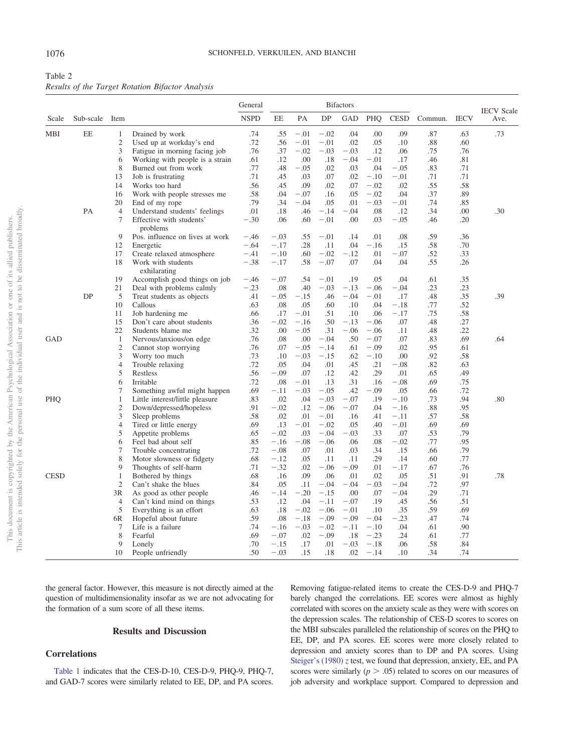Table 2
*Results of the Target Rotation Bifactor Analysis*

| Scale | Sub-scale | Item | | General | Bifactors | | | | | | Commun. | IECV | IECV Scale Ave. |
|---|---|---|---|---|---|---|---|---|---|---|---|---|---|
| | | | | NSPD | EE | PA | DP | GAD | PHQ | CESD | | | |
| MBI | EE | 1 | Drained by work | .74 | .55 | −.01 | −.02 | .04 | .00 | .09 | .87 | .63 | .73 |
| | | 2 | Used up at workday's end | .72 | .56 | −.01 | −.01 | .02 | .05 | .10 | .88 | .60 | |
| | | 3 | Fatigue in morning facing job | .76 | .37 | −.02 | −.03 | −.03 | .12 | .06 | .75 | .76 | |
| | | 6 | Working with people is a strain | .61 | .12 | .00 | .18 | −.04 | −.01 | .17 | .46 | .81 | |
| | | 8 | Burned out from work | .77 | .48 | −.05 | .02 | .03 | .04 | −.05 | .83 | .71 | |
| | | 13 | Job is frustrating | .71 | .45 | .03 | .07 | .02 | −.10 | −.01 | .71 | .71 | |
| | | 14 | Works too hard | .56 | .45 | .09 | .02 | .07 | −.02 | .02 | .55 | .58 | |
| | | 16 | Work with people stresses me | .58 | .04 | −.07 | .16 | .05 | −.02 | .04 | .37 | .89 | |
| | | 20 | End of my rope | .79 | .34 | −.04 | .05 | .01 | −.03 | −.01 | .74 | .85 | |
| | PA | 4 | Understand students' feelings | .01 | .18 | .46 | −.14 | −.04 | .08 | .12 | .34 | .00 | .30 |
| | | 7 | Effective with students' problems | −.30 | .06 | .60 | −.01 | .00 | .03 | −.05 | .46 | .20 | |
| | | 9 | Pos. influence on lives at work | −.46 | −.03 | .55 | −.01 | .14 | .01 | .08 | .59 | .36 | |
| | | 12 | Energetic | −.64 | −.17 | .28 | .11 | .04 | −.16 | .15 | .58 | .70 | |
| | | 17 | Create relaxed atmosphere | −.41 | −.10 | .60 | −.02 | −.12 | .01 | −.07 | .52 | .33 | |
| | | 18 | Work with students exhilarating | −.38 | −.17 | .58 | −.07 | .07 | .04 | .04 | .55 | .26 | |
| | | 19 | Accomplish good things on job | −.46 | −.07 | .54 | −.01 | .19 | .05 | .04 | .61 | .35 | |
| | | 21 | Deal with problems calmly | −.23 | .08 | .40 | −.03 | −.13 | −.06 | −.04 | .23 | .23 | |
| | DP | 5 | Treat students as objects | .41 | −.05 | −.15 | .46 | −.04 | −.01 | .17 | .48 | .35 | .39 |
| | | 10 | Callous | .63 | .08 | .05 | .60 | .10 | .04 | −.18 | .77 | .52 | |
| | | 11 | Job hardening me | .66 | .17 | −.01 | .51 | .10 | .06 | −.17 | .75 | .58 | |
| | | 15 | Don't care about students | .36 | −.02 | −.16 | .50 | −.13 | −.06 | .07 | .48 | .27 | |
| | | 22 | Students blame me | .32 | .00 | −.05 | .31 | −.06 | −.06 | .11 | .48 | .22 | |
| GAD | | 1 | Nervous/anxious/on edge | .76 | .08 | .00 | −.04 | .50 | −.07 | .07 | .83 | .69 | .64 |
| | | 2 | Cannot stop worrying | .76 | .07 | −.05 | −.14 | .61 | −.09 | .02 | .95 | .61 | |
| | | 3 | Worry too much | .73 | .10 | −.03 | −.15 | .62 | −.10 | .00 | .92 | .58 | |
| | | 4 | Trouble relaxing | .72 | .05 | .04 | .01 | .45 | .21 | −.08 | .82 | .63 | |
| | | 5 | Restless | .56 | −.09 | .07 | .12 | .42 | .29 | .01 | .65 | .49 | |
| | | 6 | Irritable | .72 | .08 | −.01 | .13 | .31 | .16 | −.08 | .69 | .75 | |
| | | 7 | Something awful might happen | .69 | −.11 | −.03 | −.05 | .42 | −.09 | .05 | .66 | .72 | |
| PHQ | | 1 | Little interest/little pleasure | .83 | .02 | .04 | −.03 | −.07 | .19 | −.10 | .73 | .94 | .80 |
| | | 2 | Down/depressed/hopeless | .91 | −.02 | .12 | −.06 | −.07 | .04 | −.16 | .88 | .95 | |
| | | 3 | Sleep problems | .58 | .02 | .01 | −.01 | .16 | .41 | −.11 | .57 | .58 | |
| | | 4 | Tired or little energy | .69 | .13 | −.01 | −.02 | .05 | .40 | −.01 | .69 | .69 | |
| | | 5 | Appetite problems | .65 | −.02 | .03 | −.04 | −.03 | .33 | .07 | .53 | .79 | |
| | | 6 | Feel bad about self | .85 | −.16 | −.08 | −.06 | .06 | .08 | −.02 | .77 | .95 | |
| | | 7 | Trouble concentrating | .72 | −.08 | .07 | .01 | .03 | .34 | .15 | .66 | .79 | |
| | | 8 | Motor slowness or fidgety | .68 | −.12 | .05 | .11 | .11 | .29 | .14 | .60 | .77 | |
| | | 9 | Thoughts of self-harm | .71 | −.32 | .02 | −.06 | −.09 | .01 | −.17 | .67 | .76 | |
| CESD | | 1 | Bothered by things | .68 | .16 | .09 | .06 | .01 | .02 | .05 | .51 | .91 | .78 |
| | | 2 | Can't shake the blues | .84 | .05 | .11 | −.04 | −.04 | −.03 | −.04 | .72 | .97 | |
| | | 3R | As good as other people | .46 | −.14 | −.20 | −.15 | .00 | .07 | −.04 | .29 | .71 | |
| | | 4 | Can't kind mind on things | .53 | .12 | .04 | −.11 | −.07 | .19 | .45 | .56 | .51 | |
| | | 5 | Everything is an effort | .63 | .18 | −.02 | −.06 | −.01 | .10 | .35 | .59 | .69 | |
| | | 6R | Hopeful about future | .59 | .08 | −.18 | −.09 | −.09 | −.04 | −.23 | .47 | .74 | |
| | | 7 | Life is a failure | .74 | −.16 | −.03 | −.02 | −.11 | −.10 | .04 | .61 | .90 | |
| | | 8 | Fearful | .69 | −.07 | .02 | −.09 | .18 | −.23 | .24 | .61 | .77 | |
| | | 9 | Lonely | .70 | −.15 | .17 | .01 | −.03 | −.18 | .06 | .58 | .84 | |
| | | 10 | People unfriendly | .50 | −.03 | .15 | .18 | .02 | −.14 | .10 | .34 | .74 | |

the general factor. However, this measure is not directly aimed at the question of multidimensionality insofar as we are not advocating for the formation of a sum score of all these items.

## Results and Discussion

### Correlations

Table 1 indicates that the CES-D-10, CES-D-9, PHQ-9, PHQ-7, and GAD-7 scores were similarly related to EE, DP, and PA scores. Removing fatigue-related items to create the CES-D-9 and PHQ-7 barely changed the correlations. EE scores were almost as highly correlated with scores on the anxiety scale as they were with scores on the depression scales. The relationship of CES-D scores to scores on the MBI subscales paralleled the relationship of scores on the PHQ to EE, DP, and PA scores. EE scores were more closely related to depression and anxiety scores than to DP and PA scores. Using Steiger's (1980) $z$ test, we found that depression, anxiety, EE, and PA scores were similarly ($p > .05$) related to scores on our measures of job adversity and workplace support. Compared to depression and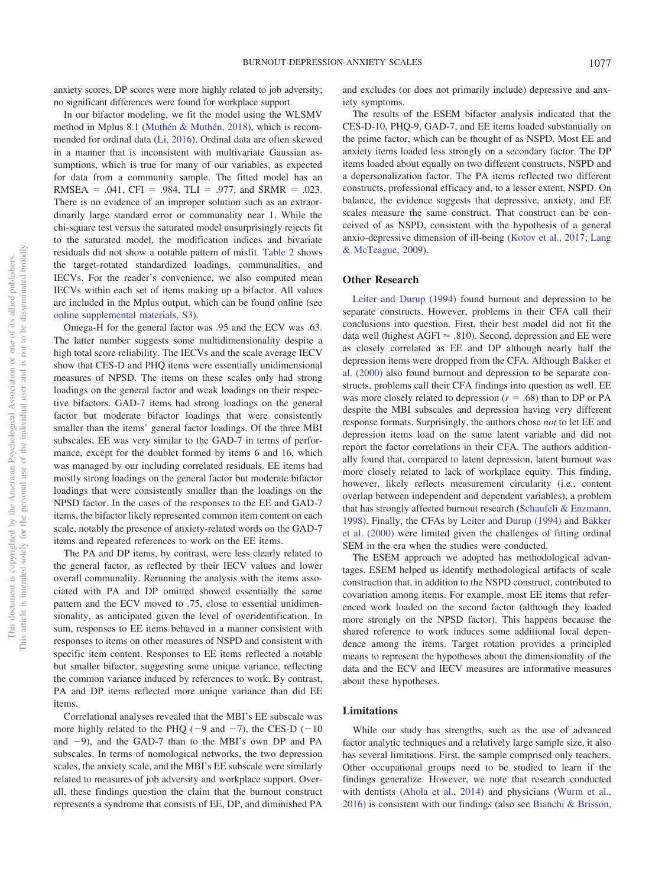anxiety scores, DP scores were more highly related to job adversity; no significant differences were found for workplace support.

In our bifactor modeling, we fit the model using the WLSMV method in Mplus 8.1 (Muthén & Muthén, 2018), which is recommended for ordinal data (Li, 2016). Ordinal data are often skewed in a manner that is inconsistent with multivariate Gaussian assumptions, which is true for many of our variables, as expected for data from a community sample. The fitted model has an RMSEA = .041, CFI = .984, TLI = .977, and SRMR = .023. There is no evidence of an improper solution such as an extraordinarily large standard error or communality near 1. While the chi-square test versus the saturated model unsurprisingly rejects fit to the saturated model, the modification indices and bivariate residuals did not show a notable pattern of misfit. Table 2 shows the target-rotated standardized loadings, communalities, and IECVs. For the reader's convenience, we also computed mean IECVs within each set of items making up a bifactor. All values are included in the Mplus output, which can be found online (see online supplemental materials, S3).

Omega-H for the general factor was .95 and the ECV was .63. The latter number suggests some multidimensionality despite a high total score reliability. The IECVs and the scale average IECV show that CES-D and PHQ items were essentially unidimensional measures of NPSD. The items on these scales only had strong loadings on the general factor and weak loadings on their respective bifactors. GAD-7 items had strong loadings on the general factor but moderate bifactor loadings that were consistently smaller than the items' general factor loadings. Of the three MBI subscales, EE was very similar to the GAD-7 in terms of performance, except for the doublet formed by items 6 and 16, which was managed by our including correlated residuals. EE items had mostly strong loadings on the general factor but moderate bifactor loadings that were consistently smaller than the loadings on the NPSD factor. In the cases of the responses to the EE and GAD-7 items, the bifactor likely represented common item content on each scale, notably the presence of anxiety-related words on the GAD-7 items and repeated references to work on the EE items.

The PA and DP items, by contrast, were less clearly related to the general factor, as reflected by their IECV values and lower overall communality. Rerunning the analysis with the items associated with PA and DP omitted showed essentially the same pattern and the ECV moved to .75, close to essential unidimensionality, as anticipated given the level of overidentification. In sum, responses to EE items behaved in a manner consistent with responses to items on other measures of NSPD and consistent with specific item content. Responses to EE items reflected a notable but smaller bifactor, suggesting some unique variance, reflecting the common variance induced by references to work. By contrast, PA and DP items reflected more unique variance than did EE items.

Correlational analyses revealed that the MBI's EE subscale was more highly related to the PHQ (−9 and −7), the CES-D (−10 and −9), and the GAD-7 than to the MBI's own DP and PA subscales. In terms of nomological networks, the two depression scales, the anxiety scale, and the MBI's EE subscale were similarly related to measures of job adversity and workplace support. Overall, these findings question the claim that the burnout construct represents a syndrome that consists of EE, DP, and diminished PA and excludes (or does not primarily include) depressive and anxiety symptoms.

The results of the ESEM bifactor analysis indicated that the CES-D-10, PHQ-9, GAD-7, and EE items loaded substantially on the prime factor, which can be thought of as NSPD. Most EE and anxiety items loaded less strongly on a secondary factor. The DP items loaded about equally on two different constructs, NSPD and a depersonalization factor. The PA items reflected two different constructs, professional efficacy and, to a lesser extent, NSPD. On balance, the evidence suggests that depressive, anxiety, and EE scales measure the same construct. That construct can be conceived of as NSPD, consistent with the hypothesis of a general anxio-depressive dimension of ill-being (Kotov et al., 2017; Lang & McTeague, 2009).

## Other Research

Leiter and Durup (1994) found burnout and depression to be separate constructs. However, problems in their CFA call their conclusions into question. First, their best model did not fit the data well (highest AGFI ≈ .810). Second, depression and EE were as closely correlated as EE and DP although nearly half the depression items were dropped from the CFA. Although Bakker et al. (2000) also found burnout and depression to be separate constructs, problems call their CFA findings into question as well. EE was more closely related to depression ($r$ = .68) than to DP or PA despite the MBI subscales and depression having very different response formats. Surprisingly, the authors chose *not* to let EE and depression items load on the same latent variable and did not report the factor correlations in their CFA. The authors additionally found that, compared to latent depression, latent burnout was more closely related to lack of workplace equity. This finding, however, likely reflects measurement circularity (i.e., content overlap between independent and dependent variables), a problem that has strongly affected burnout research (Schaufeli & Enzmann, 1998). Finally, the CFAs by Leiter and Durup (1994) and Bakker et al. (2000) were limited given the challenges of fitting ordinal SEM in the era when the studies were conducted.

The ESEM approach we adopted has methodological advantages. ESEM helped us identify methodological artifacts of scale construction that, in addition to the NSPD construct, contributed to covariation among items. For example, most EE items that referenced work loaded on the second factor (although they loaded more strongly on the NSPD factor). This happens because the shared reference to work induces some additional local dependence among the items. Target rotation provides a principled means to represent the hypotheses about the dimensionality of the data and the ECV and IECV measures are informative measures about these hypotheses.

## Limitations

While our study has strengths, such as the use of advanced factor analytic techniques and a relatively large sample size, it also has several limitations. First, the sample comprised only teachers. Other occupational groups need to be studied to learn if the findings generalize. However, we note that research conducted with dentists (Ahola et al., 2014) and physicians (Wurm et al., 2016) is consistent with our findings (also see Bianchi & Brisson,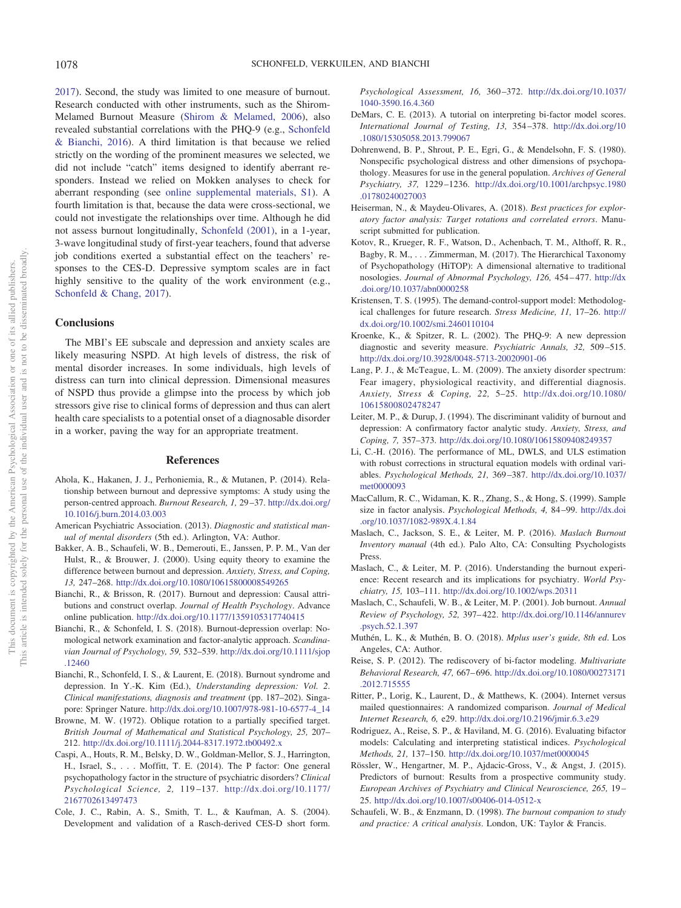2017). Second, the study was limited to one measure of burnout. Research conducted with other instruments, such as the Shirom-Melamed Burnout Measure (Shirom & Melamed, 2006), also revealed substantial correlations with the PHQ-9 (e.g., Schonfeld & Bianchi, 2016). A third limitation is that because we relied strictly on the wording of the prominent measures we selected, we did not include "catch" items designed to identify aberrant responders. Instead we relied on Mokken analyses to check for aberrant responding (see online supplemental materials, S1). A fourth limitation is that, because the data were cross-sectional, we could not investigate the relationships over time. Although he did not assess burnout longitudinally, Schonfeld (2001), in a 1-year, 3-wave longitudinal study of first-year teachers, found that adverse job conditions exerted a substantial effect on the teachers' responses to the CES-D. Depressive symptom scales are in fact highly sensitive to the quality of the work environment (e.g., Schonfeld & Chang, 2017).

## Conclusions

The MBI's EE subscale and depression and anxiety scales are likely measuring NSPD. At high levels of distress, the risk of mental disorder increases. In some individuals, high levels of distress can turn into clinical depression. Dimensional measures of NSPD thus provide a glimpse into the process by which job stressors give rise to clinical forms of depression and thus can alert health care specialists to a potential onset of a diagnosable disorder in a worker, paving the way for an appropriate treatment.

## References

Ahola, K., Hakanen, J. J., Perhoniemia, R., & Mutanen, P. (2014). Relationship between burnout and depressive symptoms: A study using the person-centred approach. *Burnout Research, 1,* 29–37. http://dx.doi.org/10.1016/j.burn.2014.03.003

American Psychiatric Association. (2013). *Diagnostic and statistical manual of mental disorders* (5th ed.). Arlington, VA: Author.

Bakker, A. B., Schaufeli, W. B., Demerouti, E., Janssen, P. P. M., Van der Hulst, R., & Brouwer, J. (2000). Using equity theory to examine the difference between burnout and depression. *Anxiety, Stress, and Coping, 13,* 247–268. http://dx.doi.org/10.1080/10615800008549265

Bianchi, R., & Brisson, R. (2017). Burnout and depression: Causal attributions and construct overlap. *Journal of Health Psychology*. Advance online publication. http://dx.doi.org/10.1177/1359105317740415

Bianchi, R., & Schonfeld, I. S. (2018). Burnout-depression overlap: Nomological network examination and factor-analytic approach. *Scandinavian Journal of Psychology, 59,* 532–539. http://dx.doi.org/10.1111/sjop.12460

Bianchi, R., Schonfeld, I. S., & Laurent, E. (2018). Burnout syndrome and depression. In Y.-K. Kim (Ed.), *Understanding depression: Vol. 2. Clinical manifestations, diagnosis and treatment* (pp. 187–202). Singapore: Springer Nature. http://dx.doi.org/10.1007/978-981-10-6577-4_14

Browne, M. W. (1972). Oblique rotation to a partially specified target. *British Journal of Mathematical and Statistical Psychology, 25,* 207–212. http://dx.doi.org/10.1111/j.2044-8317.1972.tb00492.x

Caspi, A., Houts, R. M., Belsky, D. W., Goldman-Mellor, S. J., Harrington, H., Israel, S., . . . Moffitt, T. E. (2014). The P factor: One general psychopathology factor in the structure of psychiatric disorders? *Clinical Psychological Science, 2,* 119–137. http://dx.doi.org/10.1177/2167702613497473

Cole, J. C., Rabin, A. S., Smith, T. L., & Kaufman, A. S. (2004). Development and validation of a Rasch-derived CES-D short form. *Psychological Assessment, 16,* 360–372. http://dx.doi.org/10.1037/1040-3590.16.4.360

DeMars, C. E. (2013). A tutorial on interpreting bi-factor model scores. *International Journal of Testing, 13,* 354–378. http://dx.doi.org/10.1080/15305058.2013.799067

Dohrenwend, B. P., Shrout, P. E., Egri, G., & Mendelsohn, F. S. (1980). Nonspecific psychological distress and other dimensions of psychopathology. Measures for use in the general population. *Archives of General Psychiatry, 37,* 1229–1236. http://dx.doi.org/10.1001/archpsyc.1980.01780240027003

Heiserman, N., & Maydeu-Olivares, A. (2018). *Best practices for exploratory factor analysis: Target rotations and correlated errors*. Manuscript submitted for publication.

Kotov, R., Krueger, R. F., Watson, D., Achenbach, T. M., Althoff, R. R., Bagby, R. M., . . . Zimmerman, M. (2017). The Hierarchical Taxonomy of Psychopathology (HiTOP): A dimensional alternative to traditional nosologies. *Journal of Abnormal Psychology, 126,* 454–477. http://dx.doi.org/10.1037/abn0000258

Kristensen, T. S. (1995). The demand-control-support model: Methodological challenges for future research. *Stress Medicine, 11,* 17–26. http://dx.doi.org/10.1002/smi.2460110104

Kroenke, K., & Spitzer, R. L. (2002). The PHQ-9: A new depression diagnostic and severity measure. *Psychiatric Annals, 32,* 509–515. http://dx.doi.org/10.3928/0048-5713-20020901-06

Lang, P. J., & McTeague, L. M. (2009). The anxiety disorder spectrum: Fear imagery, physiological reactivity, and differential diagnosis. *Anxiety, Stress & Coping, 22,* 5–25. http://dx.doi.org/10.1080/10615800802478247

Leiter, M. P., & Durup, J. (1994). The discriminant validity of burnout and depression: A confirmatory factor analytic study. *Anxiety, Stress, and Coping, 7,* 357–373. http://dx.doi.org/10.1080/10615809408249357

Li, C.-H. (2016). The performance of ML, DWLS, and ULS estimation with robust corrections in structural equation models with ordinal variables. *Psychological Methods, 21,* 369–387. http://dx.doi.org/10.1037/met0000093

MacCallum, R. C., Widaman, K. R., Zhang, S., & Hong, S. (1999). Sample size in factor analysis. *Psychological Methods, 4,* 84–99. http://dx.doi.org/10.1037/1082-989X.4.1.84

Maslach, C., Jackson, S. E., & Leiter, M. P. (2016). *Maslach Burnout Inventory manual* (4th ed.). Palo Alto, CA: Consulting Psychologists Press.

Maslach, C., & Leiter, M. P. (2016). Understanding the burnout experience: Recent research and its implications for psychiatry. *World Psychiatry, 15,* 103–111. http://dx.doi.org/10.1002/wps.20311

Maslach, C., Schaufeli, W. B., & Leiter, M. P. (2001). Job burnout. *Annual Review of Psychology, 52,* 397–422. http://dx.doi.org/10.1146/annurev.psych.52.1.397

Muthén, L. K., & Muthén, B. O. (2018). *Mplus user's guide, 8th ed*. Los Angeles, CA: Author.

Reise, S. P. (2012). The rediscovery of bi-factor modeling. *Multivariate Behavioral Research, 47,* 667–696. http://dx.doi.org/10.1080/00273171.2012.715555

Ritter, P., Lorig, K., Laurent, D., & Matthews, K. (2004). Internet versus mailed questionnaires: A randomized comparison. *Journal of Medical Internet Research, 6,* e29. http://dx.doi.org/10.2196/jmir.6.3.e29

Rodriguez, A., Reise, S. P., & Haviland, M. G. (2016). Evaluating bifactor models: Calculating and interpreting statistical indices. *Psychological Methods, 21,* 137–150. http://dx.doi.org/10.1037/met0000045

Rössler, W., Hengartner, M. P., Ajdacic-Gross, V., & Angst, J. (2015). Predictors of burnout: Results from a prospective community study. *European Archives of Psychiatry and Clinical Neuroscience, 265,* 19–25. http://dx.doi.org/10.1007/s00406-014-0512-x

Schaufeli, W. B., & Enzmann, D. (1998). *The burnout companion to study and practice: A critical analysis*. London, UK: Taylor & Francis.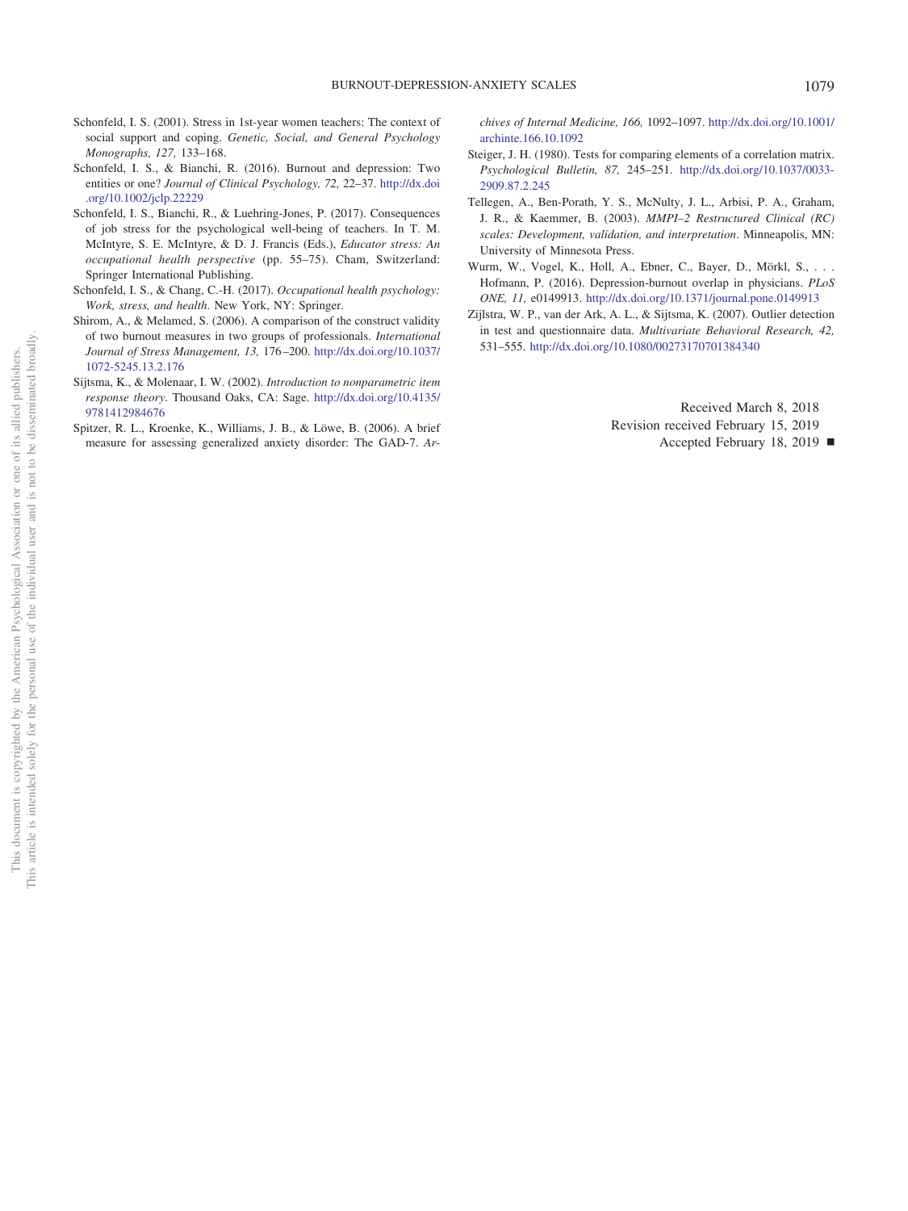Schonfeld, I. S. (2001). Stress in 1st-year women teachers: The context of social support and coping. *Genetic, Social, and General Psychology Monographs, 127,* 133–168.

Schonfeld, I. S., & Bianchi, R. (2016). Burnout and depression: Two entities or one? *Journal of Clinical Psychology, 72,* 22–37. http://dx.doi.org/10.1002/jclp.22229

Schonfeld, I. S., Bianchi, R., & Luehring-Jones, P. (2017). Consequences of job stress for the psychological well-being of teachers. In T. M. McIntyre, S. E. McIntyre, & D. J. Francis (Eds.), *Educator stress: An occupational health perspective* (pp. 55–75). Cham, Switzerland: Springer International Publishing.

Schonfeld, I. S., & Chang, C.-H. (2017). *Occupational health psychology: Work, stress, and health*. New York, NY: Springer.

Shirom, A., & Melamed, S. (2006). A comparison of the construct validity of two burnout measures in two groups of professionals. *International Journal of Stress Management, 13,* 176–200. http://dx.doi.org/10.1037/1072-5245.13.2.176

Sijtsma, K., & Molenaar, I. W. (2002). *Introduction to nonparametric item response theory*. Thousand Oaks, CA: Sage. http://dx.doi.org/10.4135/9781412984676

Spitzer, R. L., Kroenke, K., Williams, J. B., & Löwe, B. (2006). A brief measure for assessing generalized anxiety disorder: The GAD-7. *Archives of Internal Medicine, 166,* 1092–1097. http://dx.doi.org/10.1001/archinte.166.10.1092

Steiger, J. H. (1980). Tests for comparing elements of a correlation matrix. *Psychological Bulletin, 87,* 245–251. http://dx.doi.org/10.1037/0033-2909.87.2.245

Tellegen, A., Ben-Porath, Y. S., McNulty, J. L., Arbisi, P. A., Graham, J. R., & Kaemmer, B. (2003). *MMPI–2 Restructured Clinical (RC) scales: Development, validation, and interpretation*. Minneapolis, MN: University of Minnesota Press.

Wurm, W., Vogel, K., Holl, A., Ebner, C., Bayer, D., Mörkl, S., . . . Hofmann, P. (2016). Depression-burnout overlap in physicians. *PLoS ONE, 11,* e0149913. http://dx.doi.org/10.1371/journal.pone.0149913

Zijlstra, W. P., van der Ark, A. L., & Sijtsma, K. (2007). Outlier detection in test and questionnaire data. *Multivariate Behavioral Research, 42,* 531–555. http://dx.doi.org/10.1080/00273170701384340

Received March 8, 2018
Revision received February 15, 2019
Accepted February 18, 2019 ■